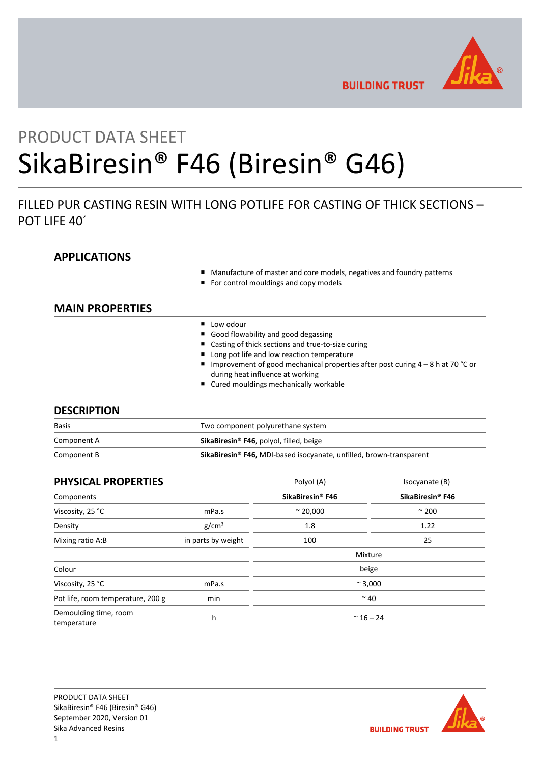PRODUCT DATA SHEET

# SikaBiresin® F46 (Biresin® G46)

FILLED PUR CASTING RESIN WITH LONG POTLIFE FOR CASTING OF THICK SECTIONS – POT LIFE 40´

## APPLICATIONS

- Manufacture of master and core models, negatives and foundry patterns
- For control mouldings and copy models

## MAIN PROPERTIES

- Low odour
- Good flowability and good degassing
- Casting of thick sections and true-to-size curing
- Long pot life and low reaction temperature
- Improvement of good mechanical properties after post curing 4 – 8 h at 70 °C or during heat influence at working
- Cured mouldings mechanically workable

## DESCRIPTION

| | |
|---|---|
| Basis | Two component polyurethane system |
| Component A | **SikaBiresin® F46**, polyol, filled, beige |
| Component B | **SikaBiresin® F46,** MDI-based isocyanate, unfilled, brown-transparent |

## PHYSICAL PROPERTIES

| | | Polyol (A) | Isocyanate (B) |
|---|---|---|---|
| Components | | **SikaBiresin® F46** | **SikaBiresin® F46** |
| Viscosity, 25 °C | mPa.s | ~ 20,000 | ~ 200 |
| Density | g/cm³ | 1.8 | 1.22 |
| Mixing ratio A:B | in parts by weight | 100 | 25 |
| | | Mixture | |
| Colour | | beige | |
| Viscosity, 25 °C | mPa.s | ~ 3,000 | |
| Pot life, room temperature, 200 g | min | ~ 40 | |
| Demoulding time, room temperature | h | ~ 16 – 24 | |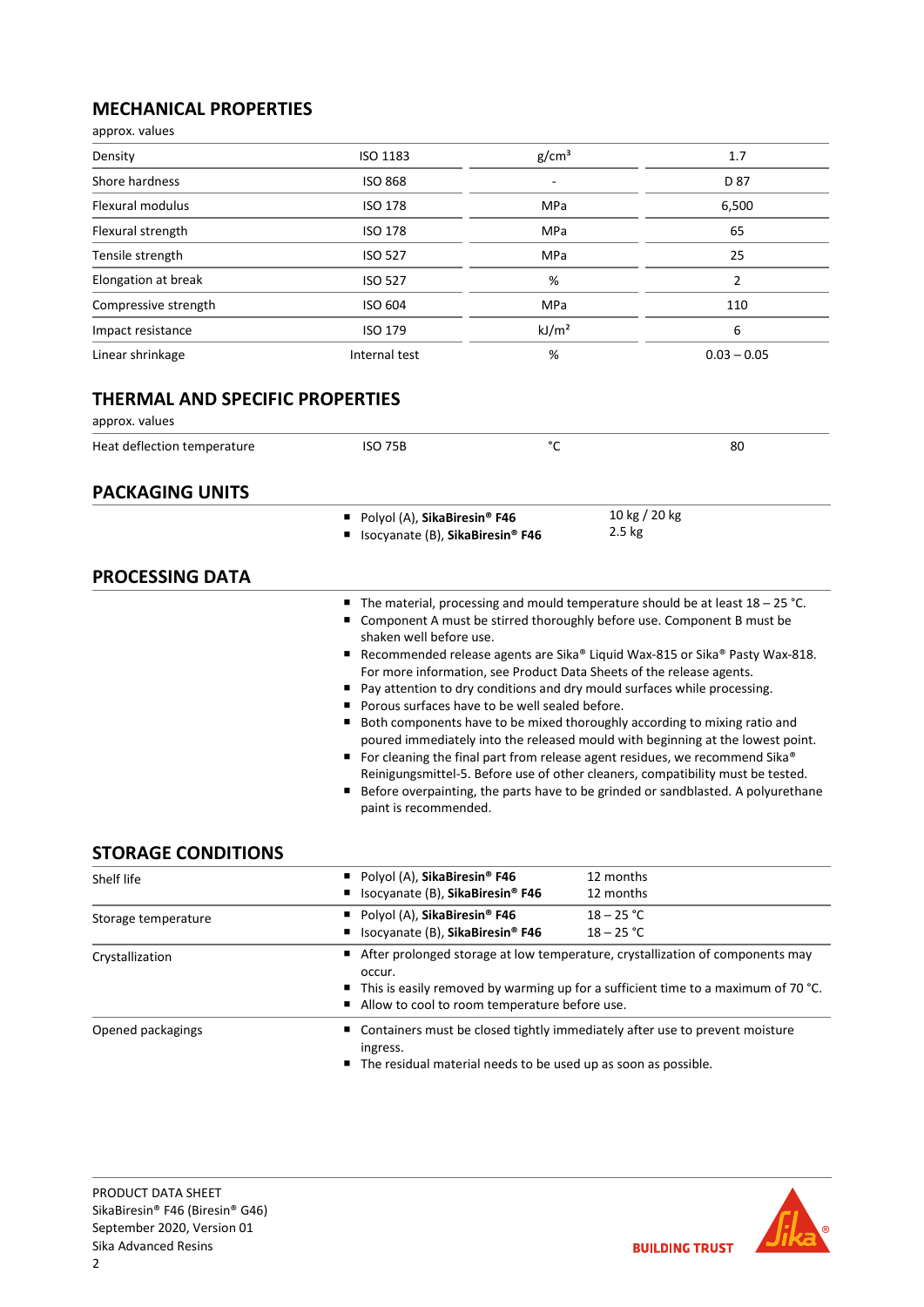## MECHANICAL PROPERTIES

approx. values

| Property | Standard | Unit | Value |
|---|---|---|---|
| Density | ISO 1183 | g/cm³ | 1.7 |
| Shore hardness | ISO 868 | - | D 87 |
| Flexural modulus | ISO 178 | MPa | 6,500 |
| Flexural strength | ISO 178 | MPa | 65 |
| Tensile strength | ISO 527 | MPa | 25 |
| Elongation at break | ISO 527 | % | 2 |
| Compressive strength | ISO 604 | MPa | 110 |
| Impact resistance | ISO 179 | kJ/m² | 6 |
| Linear shrinkage | Internal test | % | 0.03 – 0.05 |

## THERMAL AND SPECIFIC PROPERTIES

approx. values

| Property | Standard | Unit | Value |
|---|---|---|---|
| Heat deflection temperature | ISO 75B | °C | 80 |

## PACKAGING UNITS

| Component | Packaging |
|---|---|
| Polyol (A), **SikaBiresin® F46** | 10 kg / 20 kg |
| Isocyanate (B), **SikaBiresin® F46** | 2.5 kg |

## PROCESSING DATA

- The material, processing and mould temperature should be at least 18 – 25 °C.
- Component A must be stirred thoroughly before use. Component B must be shaken well before use.
- Recommended release agents are Sika® Liquid Wax-815 or Sika® Pasty Wax-818. For more information, see Product Data Sheets of the release agents.
- Pay attention to dry conditions and dry mould surfaces while processing.
- Porous surfaces have to be well sealed before.
- Both components have to be mixed thoroughly according to mixing ratio and poured immediately into the released mould with beginning at the lowest point.
- For cleaning the final part from release agent residues, we recommend Sika® Reinigungsmittel-5. Before use of other cleaners, compatibility must be tested.
- Before overpainting, the parts have to be grinded or sandblasted. A polyurethane paint is recommended.

## STORAGE CONDITIONS

| Condition | Details | |
|---|---|---|
| Shelf life | Polyol (A), **SikaBiresin® F46** | 12 months |
| | Isocyanate (B), **SikaBiresin® F46** | 12 months |
| Storage temperature | Polyol (A), **SikaBiresin® F46** | 18 – 25 °C |
| | Isocyanate (B), **SikaBiresin® F46** | 18 – 25 °C |

**Crystallization**

- After prolonged storage at low temperature, crystallization of components may occur.
- This is easily removed by warming up for a sufficient time to a maximum of 70 °C.
- Allow to cool to room temperature before use.

**Opened packagings**

- Containers must be closed tightly immediately after use to prevent moisture ingress.
- The residual material needs to be used up as soon as possible.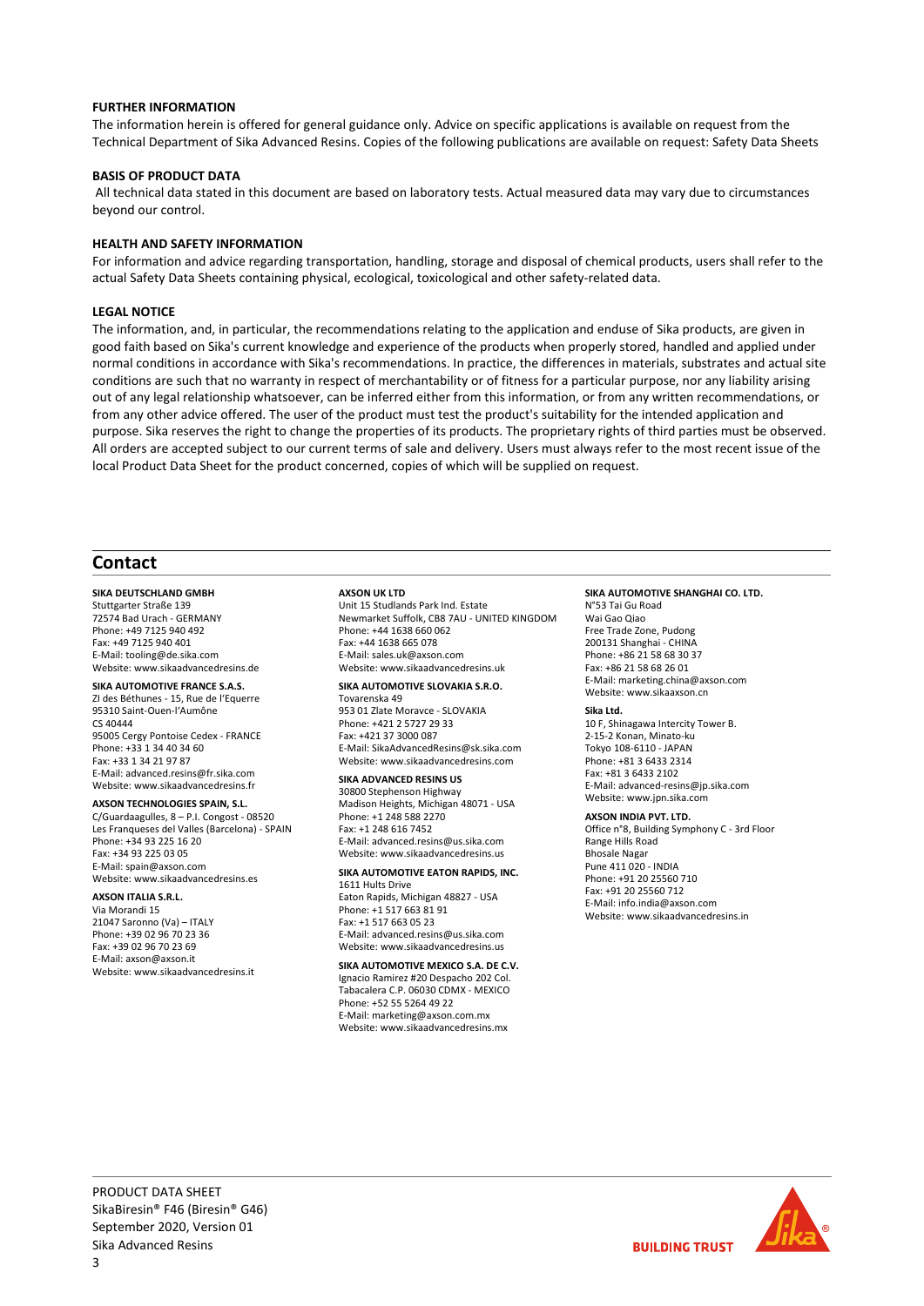#### FURTHER INFORMATION

The information herein is offered for general guidance only. Advice on specific applications is available on request from the Technical Department of Sika Advanced Resins. Copies of the following publications are available on request: Safety Data Sheets

#### BASIS OF PRODUCT DATA

All technical data stated in this document are based on laboratory tests. Actual measured data may vary due to circumstances beyond our control.

#### HEALTH AND SAFETY INFORMATION

For information and advice regarding transportation, handling, storage and disposal of chemical products, users shall refer to the actual Safety Data Sheets containing physical, ecological, toxicological and other safety-related data.

#### LEGAL NOTICE

The information, and, in particular, the recommendations relating to the application and enduse of Sika products, are given in good faith based on Sika's current knowledge and experience of the products when properly stored, handled and applied under normal conditions in accordance with Sika's recommendations. In practice, the differences in materials, substrates and actual site conditions are such that no warranty in respect of merchantability or of fitness for a particular purpose, nor any liability arising out of any legal relationship whatsoever, can be inferred either from this information, or from any written recommendations, or from any other advice offered. The user of the product must test the product's suitability for the intended application and purpose. Sika reserves the right to change the properties of its products. The proprietary rights of third parties must be observed. All orders are accepted subject to our current terms of sale and delivery. Users must always refer to the most recent issue of the local Product Data Sheet for the product concerned, copies of which will be supplied on request.

## Contact

**SIKA DEUTSCHLAND GMBH**
Stuttgarter Straße 139
72574 Bad Urach - GERMANY
Phone: +49 7125 940 492
Fax: +49 7125 940 401
E-Mail: tooling@de.sika.com
Website: www.sikaadvancedresins.de

**SIKA AUTOMOTIVE FRANCE S.A.S.**
ZI des Béthunes - 15, Rue de l'Equerre
95310 Saint-Ouen-l'Aumône
CS 40444
95005 Cergy Pontoise Cedex - FRANCE
Phone: +33 1 34 40 34 60
Fax: +33 1 34 21 97 87
E-Mail: advanced.resins@fr.sika.com
Website: www.sikaadvancedresins.fr

**AXSON TECHNOLOGIES SPAIN, S.L.**
C/Guardaagulles, 8 – P.I. Congost - 08520
Les Franqueses del Valles (Barcelona) - SPAIN
Phone: +34 93 225 16 20
Fax: +34 93 225 03 05
E-Mail: spain@axson.com
Website: www.sikaadvancedresins.es

**AXSON ITALIA S.R.L.**
Via Morandi 15
21047 Saronno (Va) – ITALY
Phone: +39 02 96 70 23 36
Fax: +39 02 96 70 23 69
E-Mail: axson@axson.it
Website: www.sikaadvancedresins.it

**AXSON UK LTD**
Unit 15 Studlands Park Ind. Estate
Newmarket Suffolk, CB8 7AU - UNITED KINGDOM
Phone: +44 1638 660 062
Fax: +44 1638 665 078
E-Mail: sales.uk@axson.com
Website: www.sikaadvancedresins.uk

**SIKA AUTOMOTIVE SLOVAKIA S.R.O.**
Tovarenska 49
953 01 Zlate Moravce - SLOVAKIA
Phone: +421 2 5727 29 33
Fax: +421 37 3000 087
E-Mail: SikaAdvancedResins@sk.sika.com
Website: www.sikaadvancedresins.com

**SIKA ADVANCED RESINS US**
30800 Stephenson Highway
Madison Heights, Michigan 48071 - USA
Phone: +1 248 588 2270
Fax: +1 248 616 7452
E-Mail: advanced.resins@us.sika.com
Website: www.sikaadvancedresins.us

**SIKA AUTOMOTIVE EATON RAPIDS, INC.**
1611 Hults Drive
Eaton Rapids, Michigan 48827 - USA
Phone: +1 517 663 81 91
Fax: +1 517 663 05 23
E-Mail: advanced.resins@us.sika.com
Website: www.sikaadvancedresins.us

**SIKA AUTOMOTIVE MEXICO S.A. DE C.V.**
Ignacio Ramirez #20 Despacho 202 Col.
Tabacalera C.P. 06030 CDMX - MEXICO
Phone: +52 55 5264 49 22
E-Mail: marketing@axson.com.mx
Website: www.sikaadvancedresins.mx

**SIKA AUTOMOTIVE SHANGHAI CO. LTD.**
N°53 Tai Gu Road
Wai Gao Qiao
Free Trade Zone, Pudong
200131 Shanghai - CHINA
Phone: +86 21 58 68 30 37
Fax: +86 21 58 68 26 01
E-Mail: marketing.china@axson.com
Website: www.sikaaxson.cn

**Sika Ltd.**
10 F, Shinagawa Intercity Tower B.
2-15-2 Konan, Minato-ku
Tokyo 108-6110 - JAPAN
Phone: +81 3 6433 2314
Fax: +81 3 6433 2102
E-Mail: advanced-resins@jp.sika.com
Website: www.jpn.sika.com

**AXSON INDIA PVT. LTD.**
Office n°8, Building Symphony C - 3rd Floor
Range Hills Road
Bhosale Nagar
Pune 411 020 - INDIA
Phone: +91 20 25560 710
Fax: +91 20 25560 712
E-Mail: info.india@axson.com
Website: www.sikaadvancedresins.in